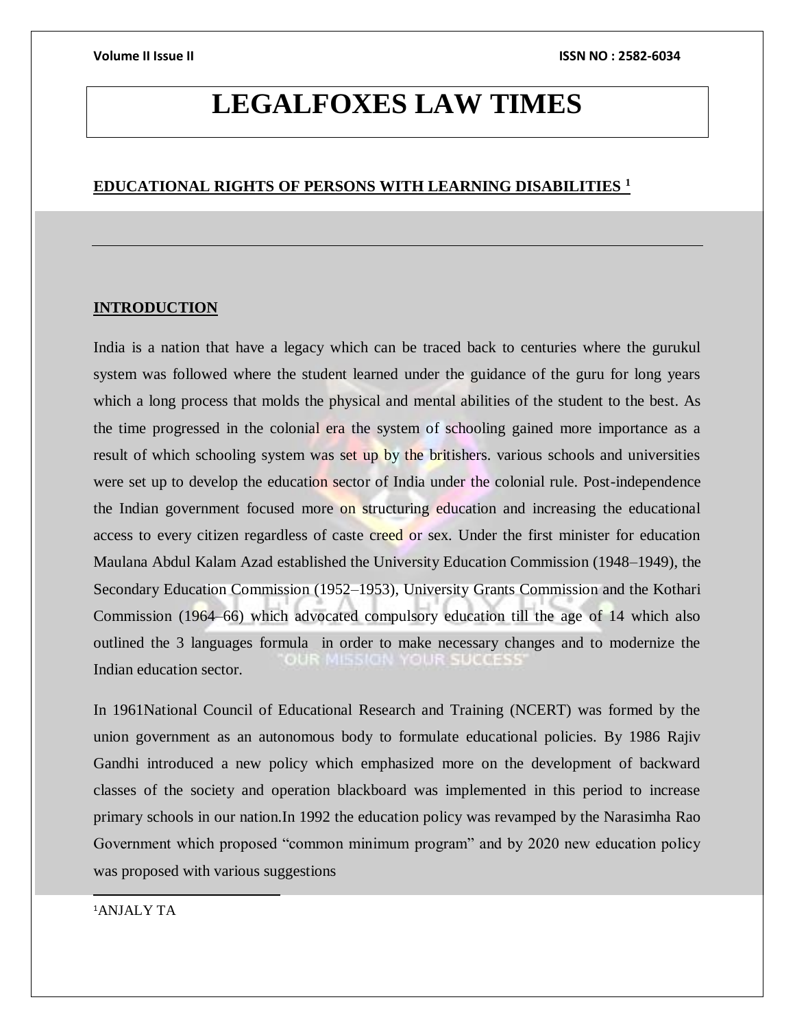# LEGALFOXES LAW TIMES

## EDUCATIONAL RIGHTS OF PERSONS WITH LEARNING DISABILITIES [1]

### INTRODUCTION

India is a nation that have a legacy which can be traced back to centuries where the gurukul system was followed where the student learned under the guidance of the guru for long years which a long process that molds the physical and mental abilities of the student to the best. As the time progressed in the colonial era the system of schooling gained more importance as a result of which schooling system was set up by the britishers. various schools and universities were set up to develop the education sector of India under the colonial rule. Post-independence the Indian government focused more on structuring education and increasing the educational access to every citizen regardless of caste creed or sex. Under the first minister for education Maulana Abdul Kalam Azad established the University Education Commission (1948–1949), the Secondary Education Commission (1952–1953), University Grants Commission and the Kothari Commission (1964–66) which advocated compulsory education till the age of 14 which also outlined the 3 languages formula in order to make necessary changes and to modernize the Indian education sector.

In 1961National Council of Educational Research and Training (NCERT) was formed by the union government as an autonomous body to formulate educational policies. By 1986 Rajiv Gandhi introduced a new policy which emphasized more on the development of backward classes of the society and operation blackboard was implemented in this period to increase primary schools in our nation.In 1992 the education policy was revamped by the Narasimha Rao Government which proposed "common minimum program" and by 2020 new education policy was proposed with various suggestions

[1] ANJALY TA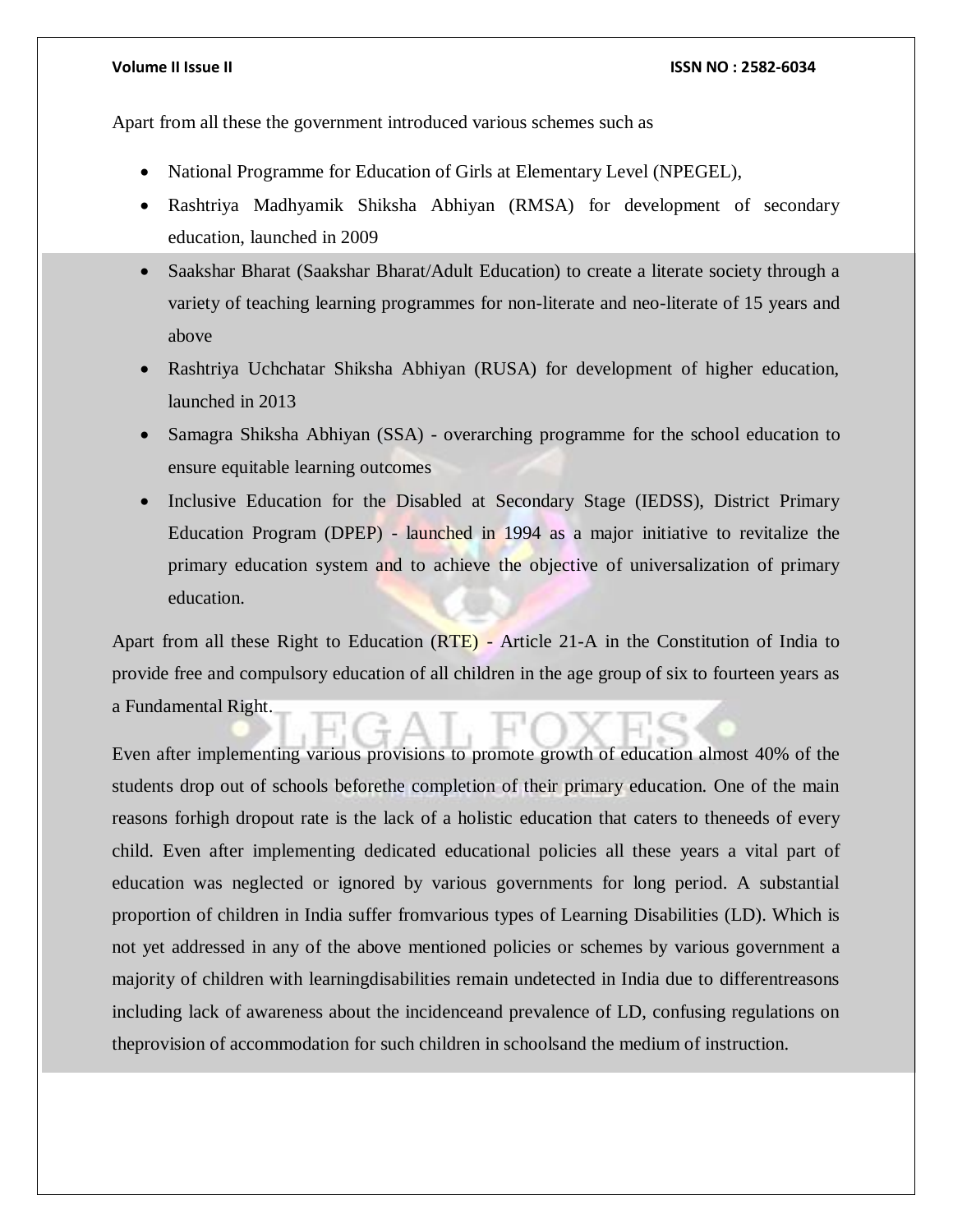Apart from all these the government introduced various schemes such as

- National Programme for Education of Girls at Elementary Level (NPEGEL),
- Rashtriya Madhyamik Shiksha Abhiyan (RMSA) for development of secondary education, launched in 2009
- Saakshar Bharat (Saakshar Bharat/Adult Education) to create a literate society through a variety of teaching learning programmes for non-literate and neo-literate of 15 years and above
- Rashtriya Uchchatar Shiksha Abhiyan (RUSA) for development of higher education, launched in 2013
- Samagra Shiksha Abhiyan (SSA) - overarching programme for the school education to ensure equitable learning outcomes
- Inclusive Education for the Disabled at Secondary Stage (IEDSS), District Primary Education Program (DPEP) - launched in 1994 as a major initiative to revitalize the primary education system and to achieve the objective of universalization of primary education.

Apart from all these Right to Education (RTE) - Article 21-A in the Constitution of India to provide free and compulsory education of all children in the age group of six to fourteen years as a Fundamental Right.

Even after implementing various provisions to promote growth of education almost 40% of the students drop out of schools beforethe completion of their primary education. One of the main reasons forhigh dropout rate is the lack of a holistic education that caters to theneeds of every child. Even after implementing dedicated educational policies all these years a vital part of education was neglected or ignored by various governments for long period. A substantial proportion of children in India suffer fromvarious types of Learning Disabilities (LD). Which is not yet addressed in any of the above mentioned policies or schemes by various government a majority of children with learningdisabilities remain undetected in India due to differentreasons including lack of awareness about the incidenceand prevalence of LD, confusing regulations on theprovision of accommodation for such children in schoolsand the medium of instruction.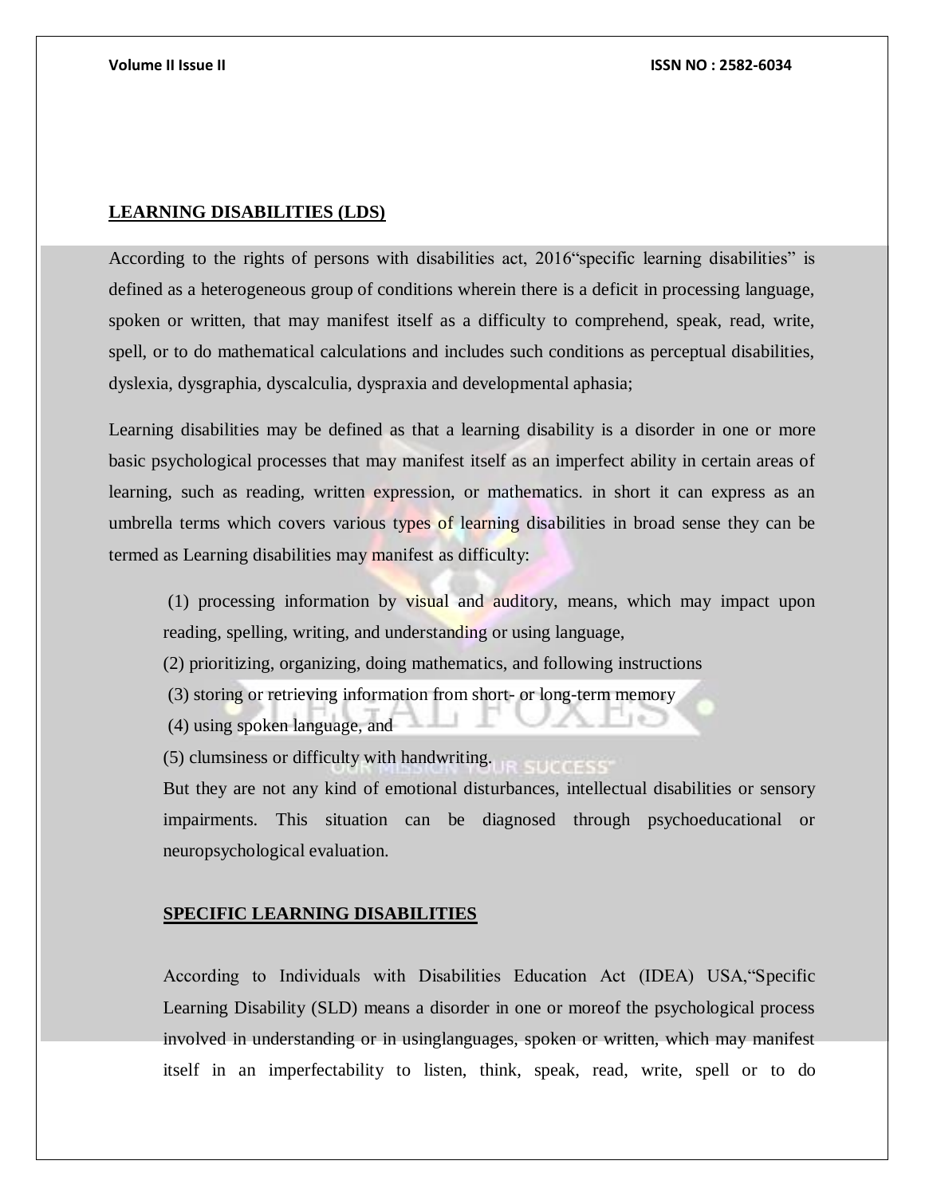## LEARNING DISABILITIES (LDS)

According to the rights of persons with disabilities act, 2016"specific learning disabilities" is defined as a heterogeneous group of conditions wherein there is a deficit in processing language, spoken or written, that may manifest itself as a difficulty to comprehend, speak, read, write, spell, or to do mathematical calculations and includes such conditions as perceptual disabilities, dyslexia, dysgraphia, dyscalculia, dyspraxia and developmental aphasia;

Learning disabilities may be defined as that a learning disability is a disorder in one or more basic psychological processes that may manifest itself as an imperfect ability in certain areas of learning, such as reading, written expression, or mathematics. in short it can express as an umbrella terms which covers various types of learning disabilities in broad sense they can be termed as Learning disabilities may manifest as difficulty:

(1) processing information by visual and auditory, means, which may impact upon reading, spelling, writing, and understanding or using language,

(2) prioritizing, organizing, doing mathematics, and following instructions

(3) storing or retrieving information from short- or long-term memory

(4) using spoken language, and

(5) clumsiness or difficulty with handwriting.

But they are not any kind of emotional disturbances, intellectual disabilities or sensory impairments. This situation can be diagnosed through psychoeducational or neuropsychological evaluation.

### SPECIFIC LEARNING DISABILITIES

According to Individuals with Disabilities Education Act (IDEA) USA,"Specific Learning Disability (SLD) means a disorder in one or moreof the psychological process involved in understanding or in usinglanguages, spoken or written, which may manifest itself in an imperfectability to listen, think, speak, read, write, spell or to do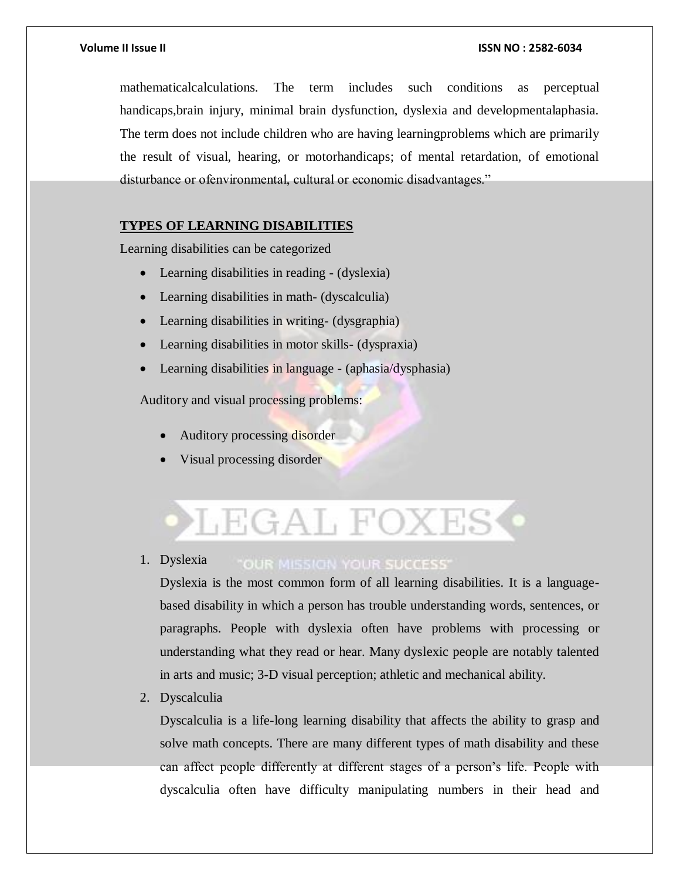mathematicalcalculations. The term includes such conditions as perceptual handicaps,brain injury, minimal brain dysfunction, dyslexia and developmentalaphasia. The term does not include children who are having learningproblems which are primarily the result of visual, hearing, or motorhandicaps; of mental retardation, of emotional disturbance or ofenvironmental, cultural or economic disadvantages."

## TYPES OF LEARNING DISABILITIES

Learning disabilities can be categorized

- Learning disabilities in reading - (dyslexia)
- Learning disabilities in math- (dyscalculia)
- Learning disabilities in writing- (dysgraphia)
- Learning disabilities in motor skills- (dyspraxia)
- Learning disabilities in language - (aphasia/dysphasia)

Auditory and visual processing problems:

- Auditory processing disorder
- Visual processing disorder

1. Dyslexia

   Dyslexia is the most common form of all learning disabilities. It is a language-based disability in which a person has trouble understanding words, sentences, or paragraphs. People with dyslexia often have problems with processing or understanding what they read or hear. Many dyslexic people are notably talented in arts and music; 3-D visual perception; athletic and mechanical ability.

2. Dyscalculia

   Dyscalculia is a life-long learning disability that affects the ability to grasp and solve math concepts. There are many different types of math disability and these can affect people differently at different stages of a person's life. People with dyscalculia often have difficulty manipulating numbers in their head and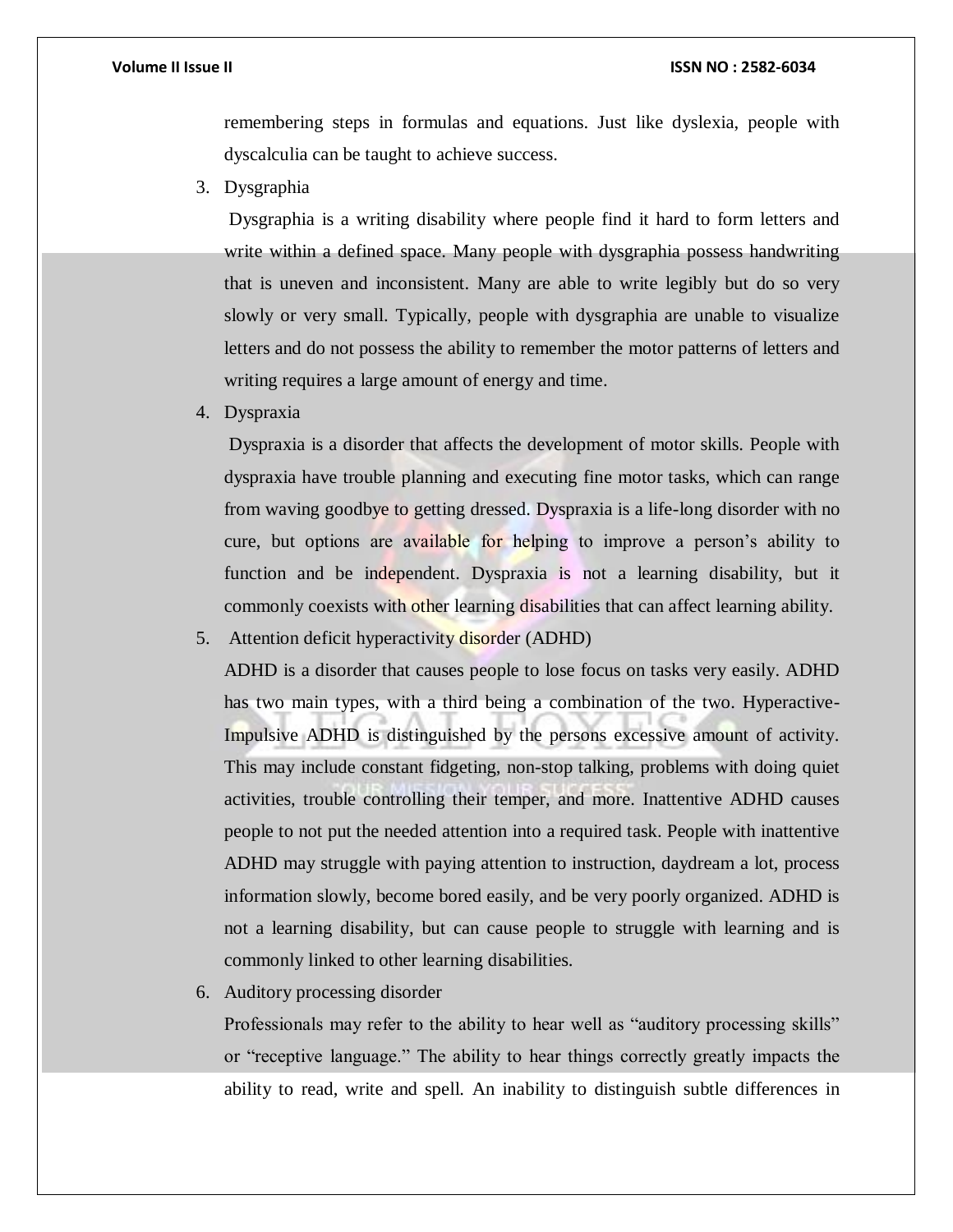remembering steps in formulas and equations. Just like dyslexia, people with dyscalculia can be taught to achieve success.

3. Dysgraphia

   Dysgraphia is a writing disability where people find it hard to form letters and write within a defined space. Many people with dysgraphia possess handwriting that is uneven and inconsistent. Many are able to write legibly but do so very slowly or very small. Typically, people with dysgraphia are unable to visualize letters and do not possess the ability to remember the motor patterns of letters and writing requires a large amount of energy and time.

4. Dyspraxia

   Dyspraxia is a disorder that affects the development of motor skills. People with dyspraxia have trouble planning and executing fine motor tasks, which can range from waving goodbye to getting dressed. Dyspraxia is a life-long disorder with no cure, but options are available for helping to improve a person's ability to function and be independent. Dyspraxia is not a learning disability, but it commonly coexists with other learning disabilities that can affect learning ability.

5. Attention deficit hyperactivity disorder (ADHD)

   ADHD is a disorder that causes people to lose focus on tasks very easily. ADHD has two main types, with a third being a combination of the two. Hyperactive-Impulsive ADHD is distinguished by the persons excessive amount of activity. This may include constant fidgeting, non-stop talking, problems with doing quiet activities, trouble controlling their temper, and more. Inattentive ADHD causes people to not put the needed attention into a required task. People with inattentive ADHD may struggle with paying attention to instruction, daydream a lot, process information slowly, become bored easily, and be very poorly organized. ADHD is not a learning disability, but can cause people to struggle with learning and is commonly linked to other learning disabilities.

6. Auditory processing disorder

   Professionals may refer to the ability to hear well as "auditory processing skills" or "receptive language." The ability to hear things correctly greatly impacts the ability to read, write and spell. An inability to distinguish subtle differences in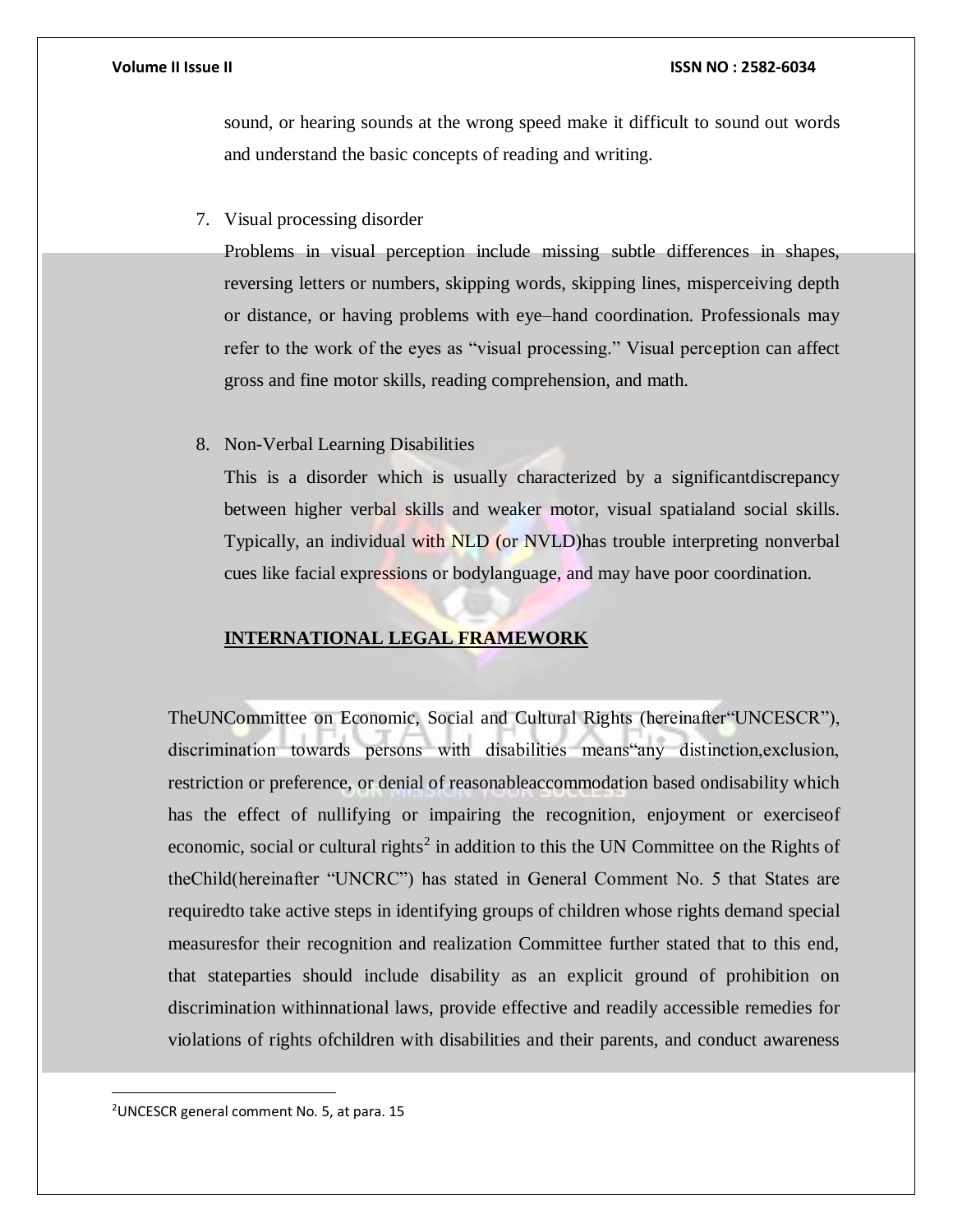sound, or hearing sounds at the wrong speed make it difficult to sound out words and understand the basic concepts of reading and writing.

7. Visual processing disorder

   Problems in visual perception include missing subtle differences in shapes, reversing letters or numbers, skipping words, skipping lines, misperceiving depth or distance, or having problems with eye–hand coordination. Professionals may refer to the work of the eyes as "visual processing." Visual perception can affect gross and fine motor skills, reading comprehension, and math.

8. Non-Verbal Learning Disabilities

   This is a disorder which is usually characterized by a significantdiscrepancy between higher verbal skills and weaker motor, visual spatialand social skills. Typically, an individual with NLD (or NVLD)has trouble interpreting nonverbal cues like facial expressions or bodylanguage, and may have poor coordination.

## INTERNATIONAL LEGAL FRAMEWORK

TheUNCommittee on Economic, Social and Cultural Rights (hereinafter"UNCESCR"), discrimination towards persons with disabilities means"any distinction,exclusion, restriction or preference, or denial of reasonableaccommodation based ondisability which has the effect of nullifying or impairing the recognition, enjoyment or exerciseof economic, social or cultural rights[2] in addition to this the UN Committee on the Rights of theChild(hereinafter "UNCRC") has stated in General Comment No. 5 that States are requiredto take active steps in identifying groups of children whose rights demand special measuresfor their recognition and realization Committee further stated that to this end, that stateparties should include disability as an explicit ground of prohibition on discrimination withinnational laws, provide effective and readily accessible remedies for violations of rights ofchildren with disabilities and their parents, and conduct awareness

---

[2]UNCESCR general comment No. 5, at para. 15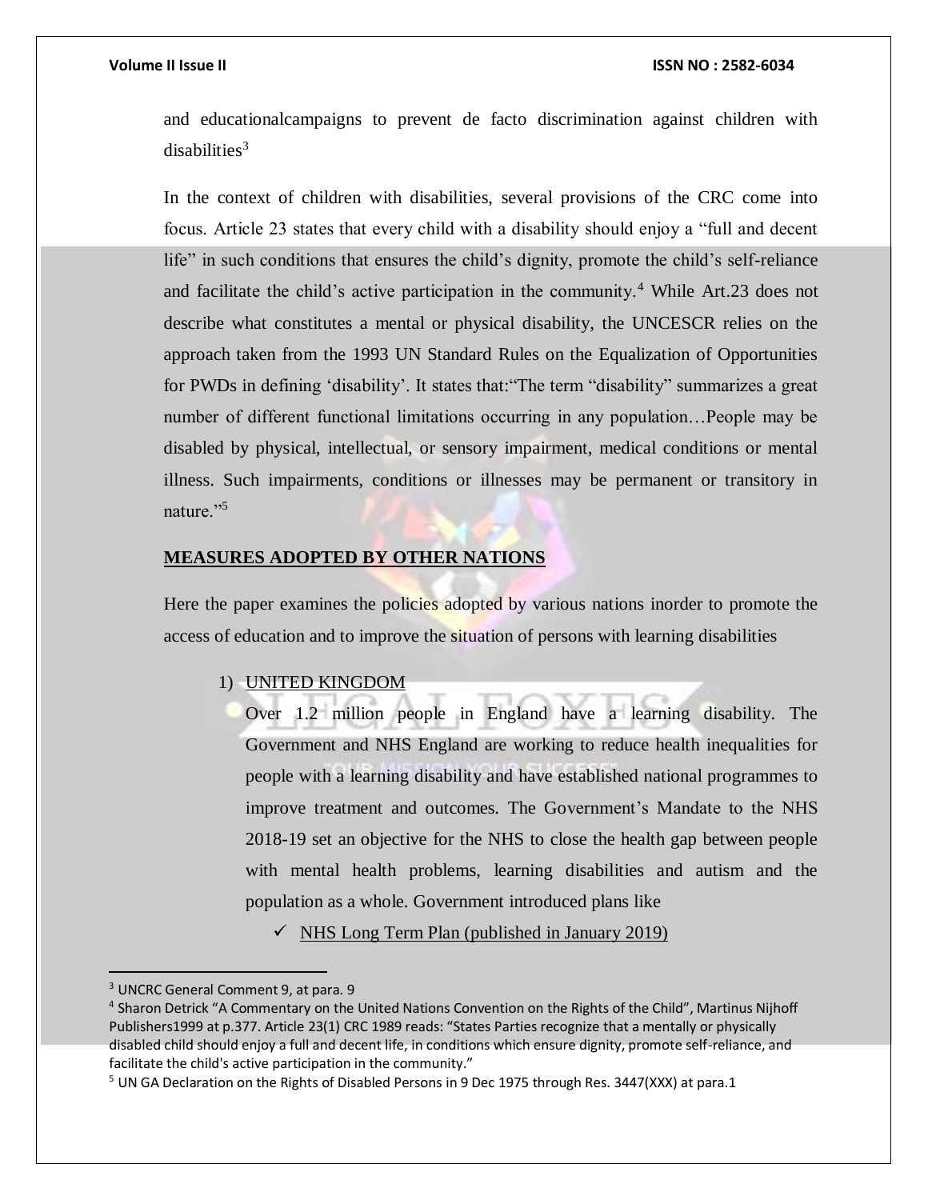and educationalcampaigns to prevent de facto discrimination against children with disabilities[3]

In the context of children with disabilities, several provisions of the CRC come into focus. Article 23 states that every child with a disability should enjoy a "full and decent life" in such conditions that ensures the child's dignity, promote the child's self-reliance and facilitate the child's active participation in the community.[4] While Art.23 does not describe what constitutes a mental or physical disability, the UNCESCR relies on the approach taken from the 1993 UN Standard Rules on the Equalization of Opportunities for PWDs in defining 'disability'. It states that:"The term "disability" summarizes a great number of different functional limitations occurring in any population…People may be disabled by physical, intellectual, or sensory impairment, medical conditions or mental illness. Such impairments, conditions or illnesses may be permanent or transitory in nature."[5]

## MEASURES ADOPTED BY OTHER NATIONS

Here the paper examines the policies adopted by various nations inorder to promote the access of education and to improve the situation of persons with learning disabilities

1) UNITED KINGDOM

   Over 1.2 million people in England have a learning disability. The Government and NHS England are working to reduce health inequalities for people with a learning disability and have established national programmes to improve treatment and outcomes. The Government's Mandate to the NHS 2018-19 set an objective for the NHS to close the health gap between people with mental health problems, learning disabilities and autism and the population as a whole. Government introduced plans like

   - ✓ NHS Long Term Plan (published in January 2019)

---

[3] UNCRC General Comment 9, at para. 9

[4] Sharon Detrick "A Commentary on the United Nations Convention on the Rights of the Child", Martinus Nijhoff Publishers1999 at p.377. Article 23(1) CRC 1989 reads: "States Parties recognize that a mentally or physically disabled child should enjoy a full and decent life, in conditions which ensure dignity, promote self-reliance, and facilitate the child's active participation in the community."

[5] UN GA Declaration on the Rights of Disabled Persons in 9 Dec 1975 through Res. 3447(XXX) at para.1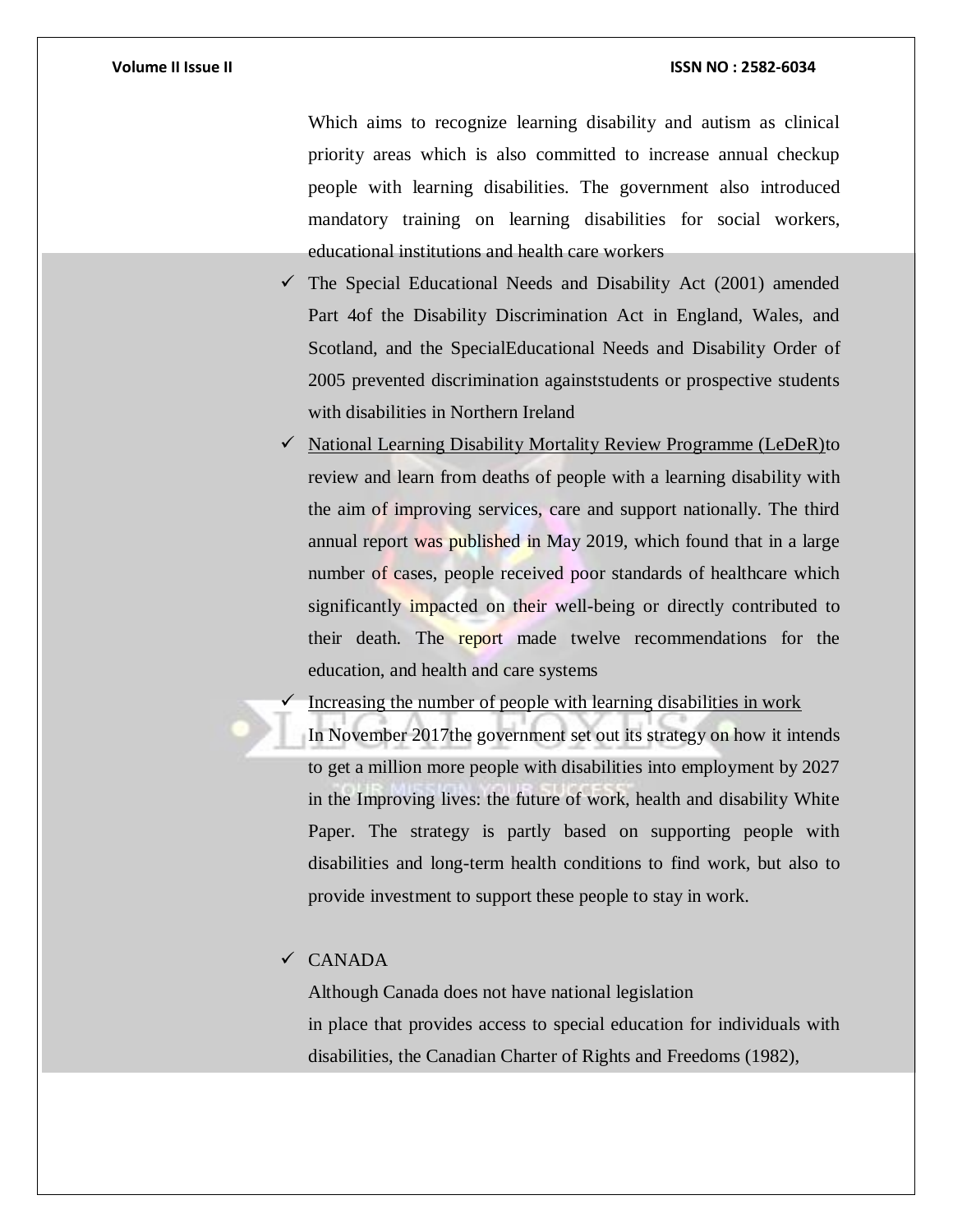Which aims to recognize learning disability and autism as clinical priority areas which is also committed to increase annual checkup people with learning disabilities. The government also introduced mandatory training on learning disabilities for social workers, educational institutions and health care workers

- ✓ The Special Educational Needs and Disability Act (2001) amended Part 4of the Disability Discrimination Act in England, Wales, and Scotland, and the SpecialEducational Needs and Disability Order of 2005 prevented discrimination againststudents or prospective students with disabilities in Northern Ireland
- ✓ National Learning Disability Mortality Review Programme (LeDeR)to review and learn from deaths of people with a learning disability with the aim of improving services, care and support nationally. The third annual report was published in May 2019, which found that in a large number of cases, people received poor standards of healthcare which significantly impacted on their well-being or directly contributed to their death. The report made twelve recommendations for the education, and health and care systems
- ✓ Increasing the number of people with learning disabilities in work

  In November 2017the government set out its strategy on how it intends to get a million more people with disabilities into employment by 2027 in the Improving lives: the future of work, health and disability White Paper. The strategy is partly based on supporting people with disabilities and long-term health conditions to find work, but also to provide investment to support these people to stay in work.

- ✓ CANADA

  Although Canada does not have national legislation in place that provides access to special education for individuals with disabilities, the Canadian Charter of Rights and Freedoms (1982),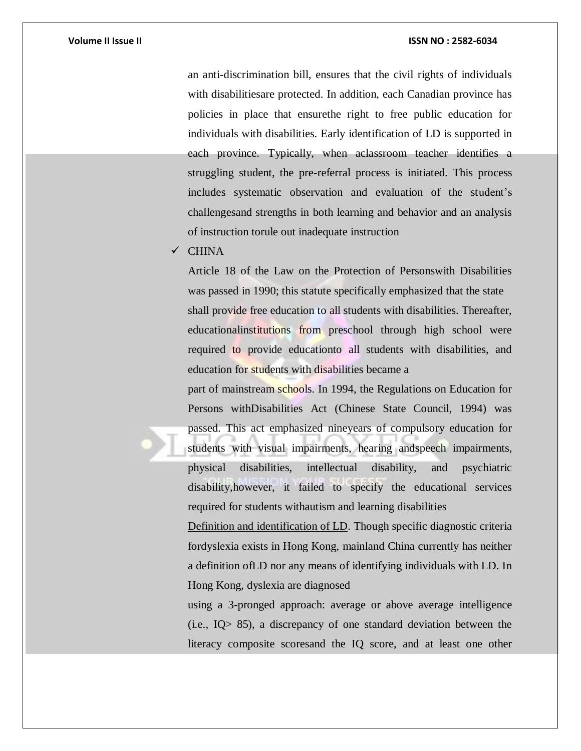an anti-discrimination bill, ensures that the civil rights of individuals with disabilitiesare protected. In addition, each Canadian province has policies in place that ensurethe right to free public education for individuals with disabilities. Early identification of LD is supported in each province. Typically, when aclassroom teacher identifies a struggling student, the pre-referral process is initiated. This process includes systematic observation and evaluation of the student's challengesand strengths in both learning and behavior and an analysis of instruction torule out inadequate instruction

- ✓ CHINA

Article 18 of the Law on the Protection of Personswith Disabilities was passed in 1990; this statute specifically emphasized that the state shall provide free education to all students with disabilities. Thereafter, educationalinstitutions from preschool through high school were required to provide educationto all students with disabilities, and education for students with disabilities became a part of mainstream schools. In 1994, the Regulations on Education for Persons withDisabilities Act (Chinese State Council, 1994) was passed. This act emphasized nineyears of compulsory education for students with visual impairments, hearing andspeech impairments, physical disabilities, intellectual disability, and psychiatric disability,however, it failed to specify the educational services required for students withautism and learning disabilities

<u>Definition and identification of LD</u>. Though specific diagnostic criteria fordyslexia exists in Hong Kong, mainland China currently has neither a definition ofLD nor any means of identifying individuals with LD. In Hong Kong, dyslexia are diagnosed using a 3-pronged approach: average or above average intelligence (i.e., IQ> 85), a discrepancy of one standard deviation between the literacy composite scoresand the IQ score, and at least one other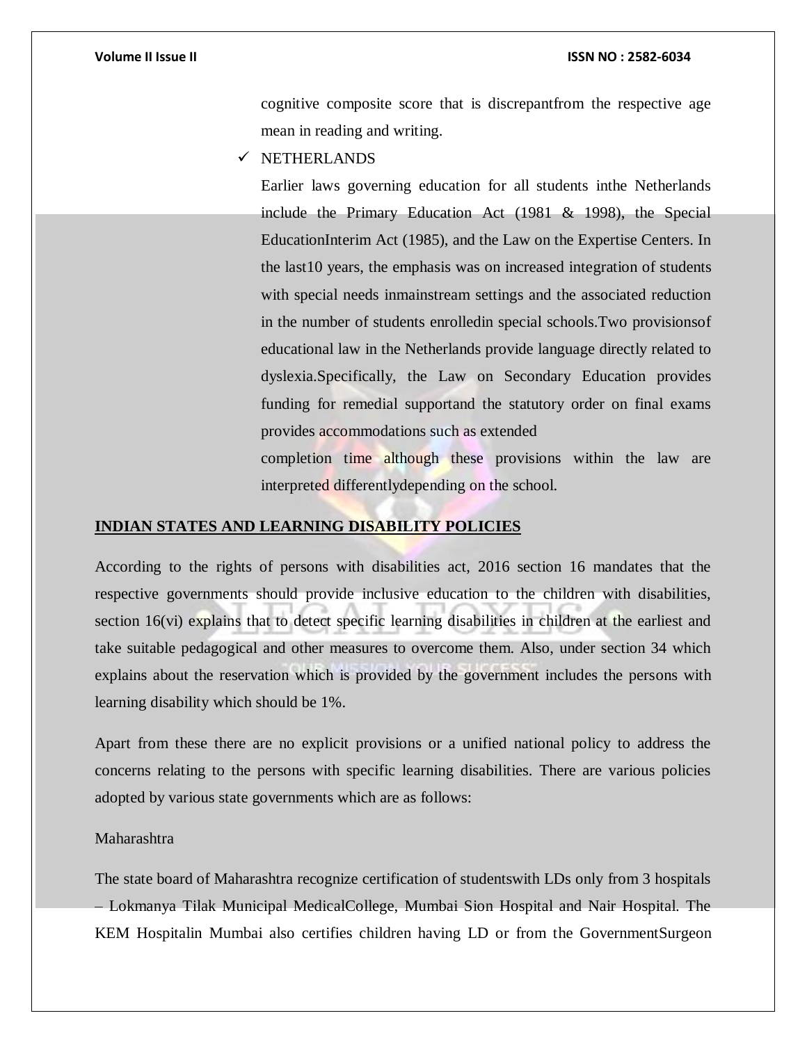cognitive composite score that is discrepantfrom the respective age mean in reading and writing.

- NETHERLANDS

  Earlier laws governing education for all students inthe Netherlands include the Primary Education Act (1981 & 1998), the Special EducationInterim Act (1985), and the Law on the Expertise Centers. In the last10 years, the emphasis was on increased integration of students with special needs inmainstream settings and the associated reduction in the number of students enrolledin special schools.Two provisionsof educational law in the Netherlands provide language directly related to dyslexia.Specifically, the Law on Secondary Education provides funding for remedial supportand the statutory order on final exams provides accommodations such as extended completion time although these provisions within the law are interpreted differentlydepending on the school.

**INDIAN STATES AND LEARNING DISABILITY POLICIES**

According to the rights of persons with disabilities act, 2016 section 16 mandates that the respective governments should provide inclusive education to the children with disabilities, section 16(vi) explains that to detect specific learning disabilities in children at the earliest and take suitable pedagogical and other measures to overcome them. Also, under section 34 which explains about the reservation which is provided by the government includes the persons with learning disability which should be 1%.

Apart from these there are no explicit provisions or a unified national policy to address the concerns relating to the persons with specific learning disabilities. There are various policies adopted by various state governments which are as follows:

Maharashtra

The state board of Maharashtra recognize certification of studentswith LDs only from 3 hospitals – Lokmanya Tilak Municipal MedicalCollege, Mumbai Sion Hospital and Nair Hospital. The KEM Hospitalin Mumbai also certifies children having LD or from the GovernmentSurgeon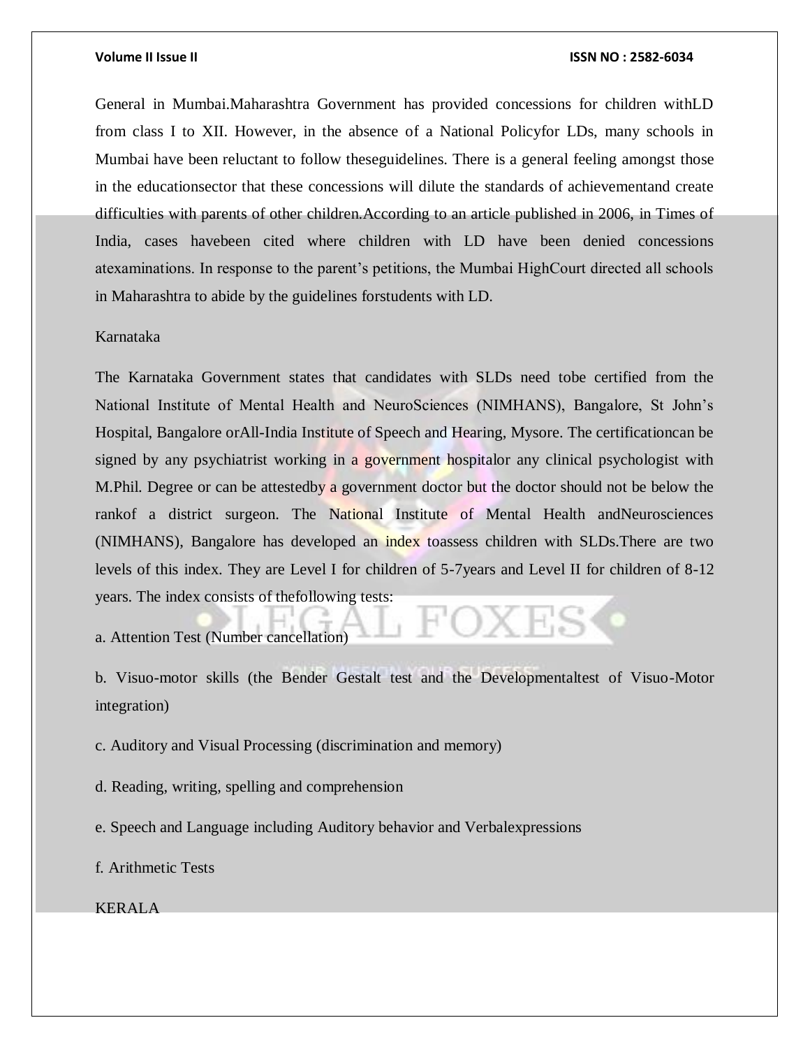General in Mumbai.Maharashtra Government has provided concessions for children withLD from class I to XII. However, in the absence of a National Policyfor LDs, many schools in Mumbai have been reluctant to follow theseguidelines. There is a general feeling amongst those in the educationsector that these concessions will dilute the standards of achievementand create difficulties with parents of other children.According to an article published in 2006, in Times of India, cases havebeen cited where children with LD have been denied concessions atexaminations. In response to the parent's petitions, the Mumbai HighCourt directed all schools in Maharashtra to abide by the guidelines forstudents with LD.

Karnataka

The Karnataka Government states that candidates with SLDs need tobe certified from the National Institute of Mental Health and NeuroSciences (NIMHANS), Bangalore, St John's Hospital, Bangalore orAll-India Institute of Speech and Hearing, Mysore. The certificationcan be signed by any psychiatrist working in a government hospitalor any clinical psychologist with M.Phil. Degree or can be attestedby a government doctor but the doctor should not be below the rankof a district surgeon. The National Institute of Mental Health andNeurosciences (NIMHANS), Bangalore has developed an index toassess children with SLDs.There are two levels of this index. They are Level I for children of 5-7years and Level II for children of 8-12 years. The index consists of thefollowing tests:

a. Attention Test (Number cancellation)

b. Visuo-motor skills (the Bender Gestalt test and the Developmentaltest of Visuo-Motor integration)

c. Auditory and Visual Processing (discrimination and memory)

d. Reading, writing, spelling and comprehension

e. Speech and Language including Auditory behavior and Verbalexpressions

f. Arithmetic Tests

KERALA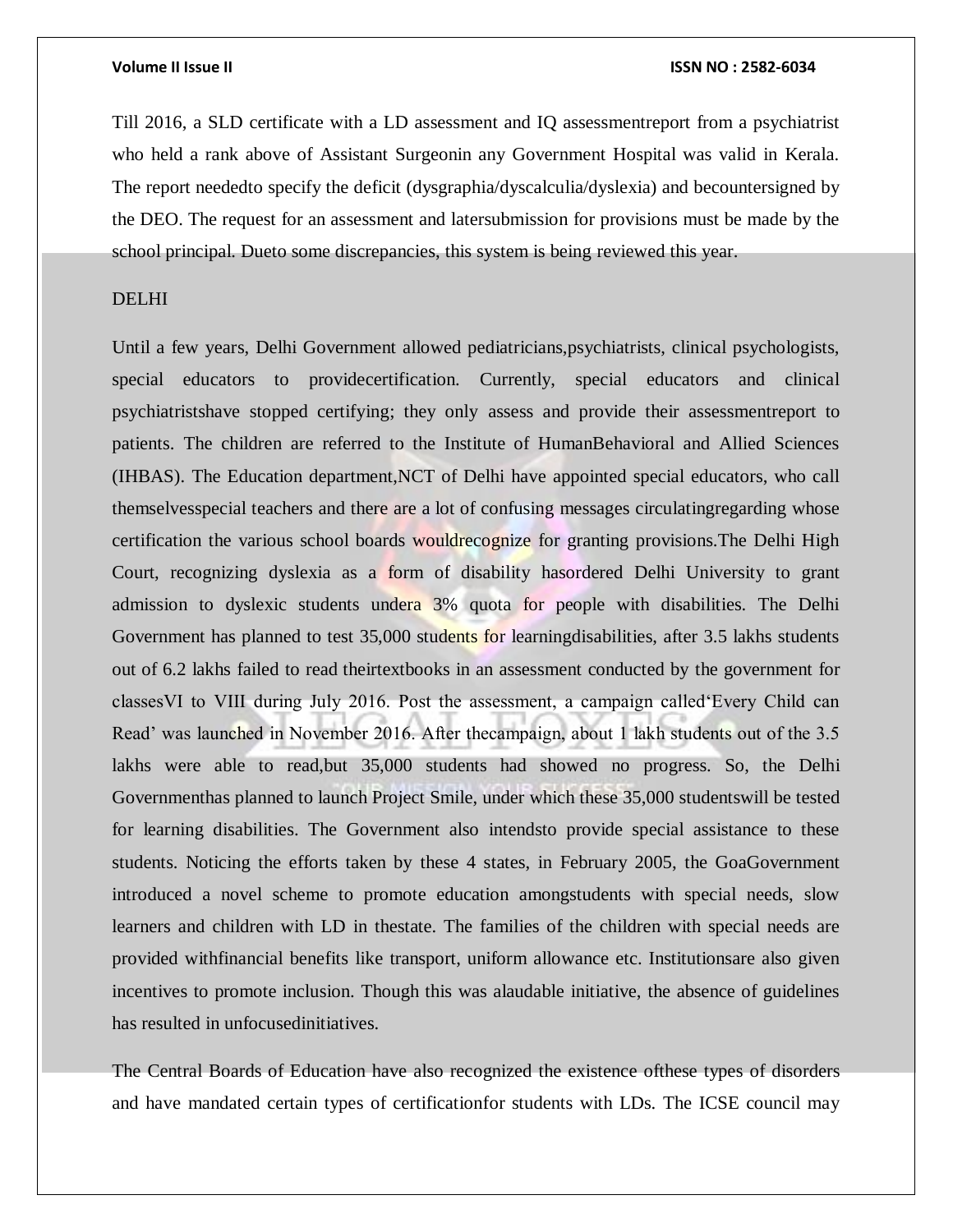Till 2016, a SLD certificate with a LD assessment and IQ assessmentreport from a psychiatrist who held a rank above of Assistant Surgeonin any Government Hospital was valid in Kerala. The report neededto specify the deficit (dysgraphia/dyscalculia/dyslexia) and becountersigned by the DEO. The request for an assessment and latersubmission for provisions must be made by the school principal. Dueto some discrepancies, this system is being reviewed this year.

DELHI

Until a few years, Delhi Government allowed pediatricians,psychiatrists, clinical psychologists, special educators to providecertification. Currently, special educators and clinical psychiatristshave stopped certifying; they only assess and provide their assessmentreport to patients. The children are referred to the Institute of HumanBehavioral and Allied Sciences (IHBAS). The Education department,NCT of Delhi have appointed special educators, who call themselvesspecial teachers and there are a lot of confusing messages circulatingregarding whose certification the various school boards wouldrecognize for granting provisions.The Delhi High Court, recognizing dyslexia as a form of disability hasordered Delhi University to grant admission to dyslexic students undera 3% quota for people with disabilities. The Delhi Government has planned to test 35,000 students for learningdisabilities, after 3.5 lakhs students out of 6.2 lakhs failed to read theirtextbooks in an assessment conducted by the government for classesVI to VIII during July 2016. Post the assessment, a campaign called'Every Child can Read' was launched in November 2016. After thecampaign, about 1 lakh students out of the 3.5 lakhs were able to read,but 35,000 students had showed no progress. So, the Delhi Governmenthas planned to launch Project Smile, under which these 35,000 studentswill be tested for learning disabilities. The Government also intendsto provide special assistance to these students. Noticing the efforts taken by these 4 states, in February 2005, the GoaGovernment introduced a novel scheme to promote education amongstudents with special needs, slow learners and children with LD in thestate. The families of the children with special needs are provided withfinancial benefits like transport, uniform allowance etc. Institutionsare also given incentives to promote inclusion. Though this was alaudable initiative, the absence of guidelines has resulted in unfocusedinitiatives.

The Central Boards of Education have also recognized the existence ofthese types of disorders and have mandated certain types of certificationfor students with LDs. The ICSE council may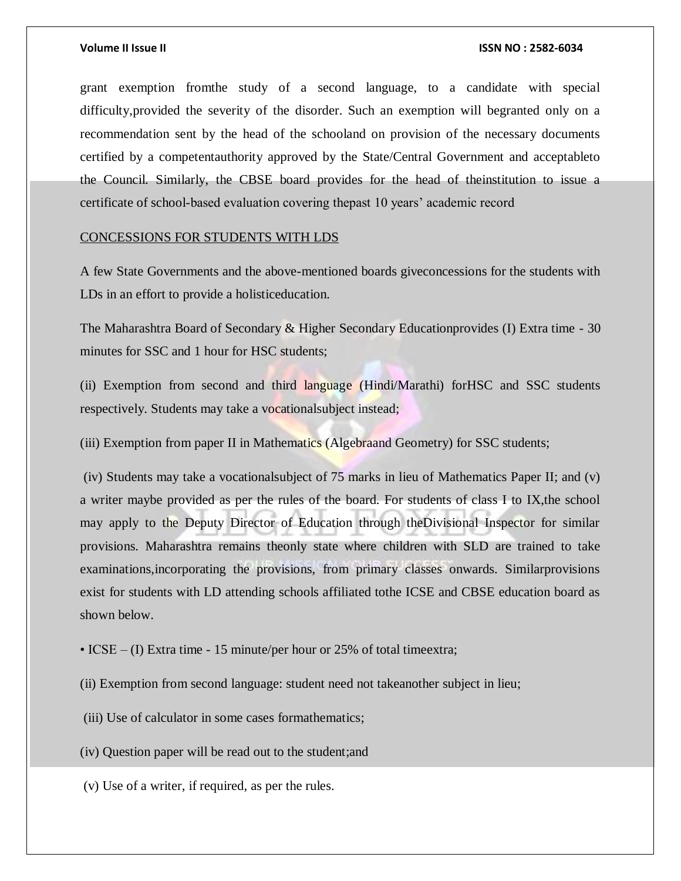grant exemption fromthe study of a second language, to a candidate with special difficulty,provided the severity of the disorder. Such an exemption will begranted only on a recommendation sent by the head of the schooland on provision of the necessary documents certified by a competentauthority approved by the State/Central Government and acceptableto the Council. Similarly, the CBSE board provides for the head of theinstitution to issue a certificate of school-based evaluation covering thepast 10 years' academic record

<u>CONCESSIONS FOR STUDENTS WITH LDS</u>

A few State Governments and the above-mentioned boards giveconcessions for the students with LDs in an effort to provide a holisticeducation.

The Maharashtra Board of Secondary & Higher Secondary Educationprovides (I) Extra time - 30 minutes for SSC and 1 hour for HSC students;

(ii) Exemption from second and third language (Hindi/Marathi) forHSC and SSC students respectively. Students may take a vocationalsubject instead;

(iii) Exemption from paper II in Mathematics (Algebraand Geometry) for SSC students;

(iv) Students may take a vocationalsubject of 75 marks in lieu of Mathematics Paper II; and (v) a writer maybe provided as per the rules of the board. For students of class I to IX,the school may apply to the Deputy Director of Education through theDivisional Inspector for similar provisions. Maharashtra remains theonly state where children with SLD are trained to take examinations,incorporating the provisions, from primary classes onwards. Similarprovisions exist for students with LD attending schools affiliated tothe ICSE and CBSE education board as shown below.

• ICSE – (I) Extra time - 15 minute/per hour or 25% of total timeextra;

(ii) Exemption from second language: student need not takeanother subject in lieu;

(iii) Use of calculator in some cases formathematics;

(iv) Question paper will be read out to the student;and

(v) Use of a writer, if required, as per the rules.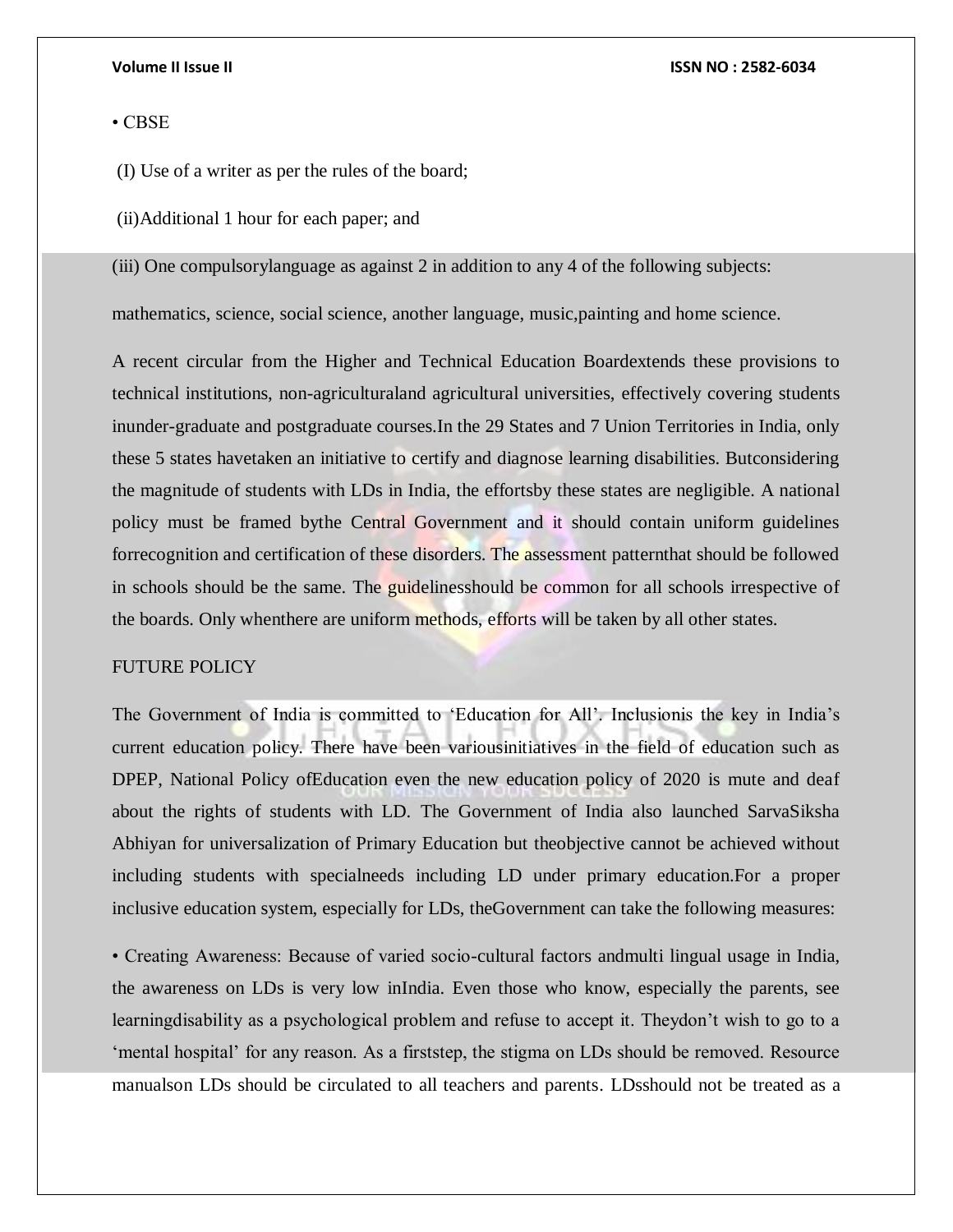• CBSE

(I) Use of a writer as per the rules of the board;

(ii)Additional 1 hour for each paper; and

(iii) One compulsorylanguage as against 2 in addition to any 4 of the following subjects:

mathematics, science, social science, another language, music,painting and home science.

A recent circular from the Higher and Technical Education Boardextends these provisions to technical institutions, non-agriculturaland agricultural universities, effectively covering students inunder-graduate and postgraduate courses.In the 29 States and 7 Union Territories in India, only these 5 states havetaken an initiative to certify and diagnose learning disabilities. Butconsidering the magnitude of students with LDs in India, the effortsby these states are negligible. A national policy must be framed bythe Central Government and it should contain uniform guidelines forrecognition and certification of these disorders. The assessment patternthat should be followed in schools should be the same. The guidelinesshould be common for all schools irrespective of the boards. Only whenthere are uniform methods, efforts will be taken by all other states.

## FUTURE POLICY

The Government of India is committed to 'Education for All'. Inclusionis the key in India's current education policy. There have been variousinitiatives in the field of education such as DPEP, National Policy ofEducation even the new education policy of 2020 is mute and deaf about the rights of students with LD. The Government of India also launched SarvaSiksha Abhiyan for universalization of Primary Education but theobjective cannot be achieved without including students with specialneeds including LD under primary education.For a proper inclusive education system, especially for LDs, theGovernment can take the following measures:

• Creating Awareness: Because of varied socio-cultural factors andmulti lingual usage in India, the awareness on LDs is very low inIndia. Even those who know, especially the parents, see learningdisability as a psychological problem and refuse to accept it. Theydon't wish to go to a 'mental hospital' for any reason. As a firststep, the stigma on LDs should be removed. Resource manualson LDs should be circulated to all teachers and parents. LDsshould not be treated as a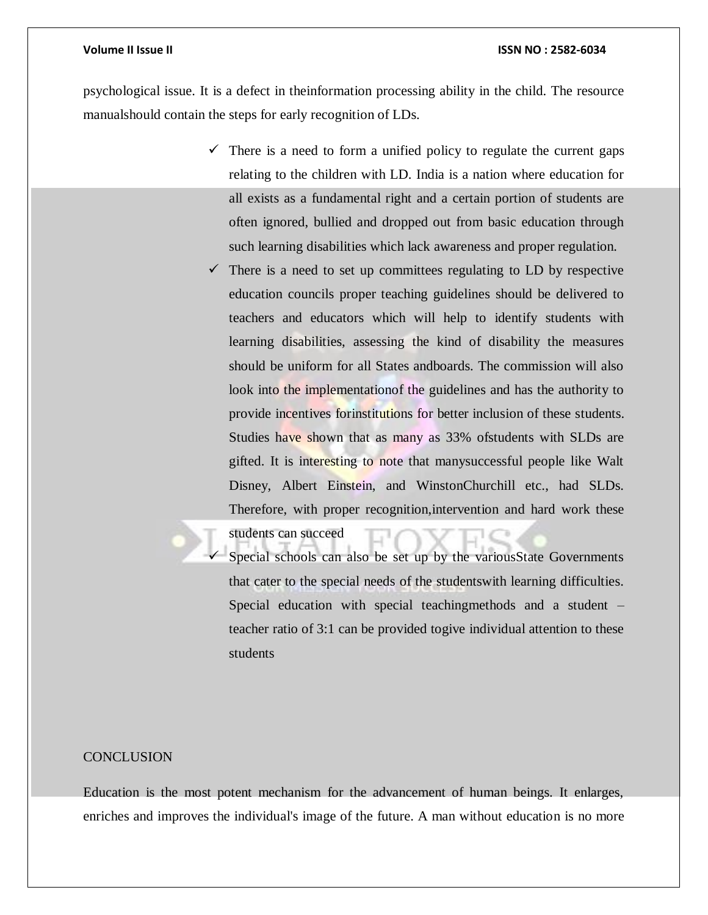psychological issue. It is a defect in theinformation processing ability in the child. The resource manualshould contain the steps for early recognition of LDs.

- ✓ There is a need to form a unified policy to regulate the current gaps relating to the children with LD. India is a nation where education for all exists as a fundamental right and a certain portion of students are often ignored, bullied and dropped out from basic education through such learning disabilities which lack awareness and proper regulation.
- ✓ There is a need to set up committees regulating to LD by respective education councils proper teaching guidelines should be delivered to teachers and educators which will help to identify students with learning disabilities, assessing the kind of disability the measures should be uniform for all States andboards. The commission will also look into the implementationof the guidelines and has the authority to provide incentives forinstitutions for better inclusion of these students. Studies have shown that as many as 33% ofstudents with SLDs are gifted. It is interesting to note that manysuccessful people like Walt Disney, Albert Einstein, and WinstonChurchill etc., had SLDs. Therefore, with proper recognition,intervention and hard work these students can succeed
- ✓ Special schools can also be set up by the variousState Governments that cater to the special needs of the studentswith learning difficulties. Special education with special teachingmethods and a student – teacher ratio of 3:1 can be provided togive individual attention to these students

## CONCLUSION

Education is the most potent mechanism for the advancement of human beings. It enlarges, enriches and improves the individual's image of the future. A man without education is no more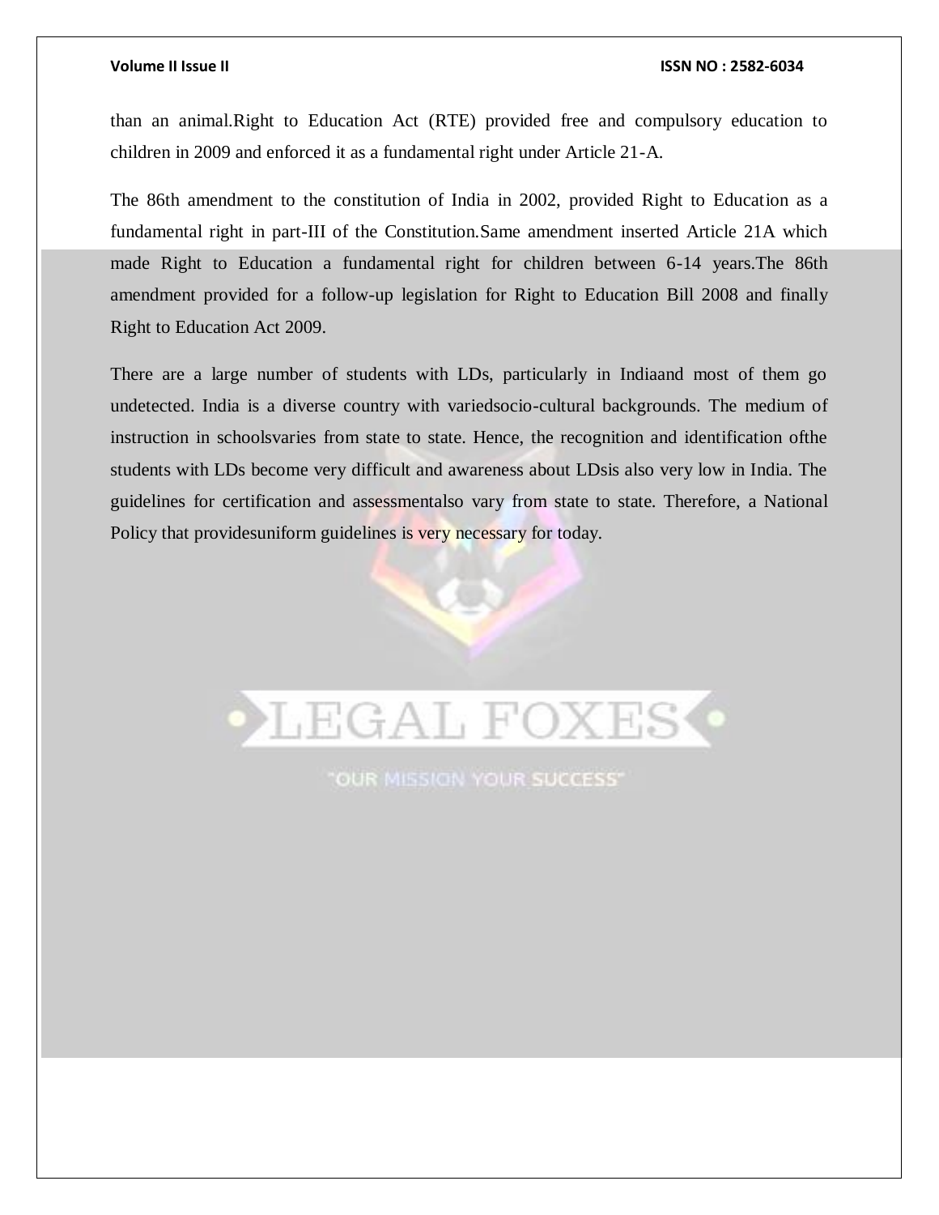than an animal.Right to Education Act (RTE) provided free and compulsory education to children in 2009 and enforced it as a fundamental right under Article 21-A.

The 86th amendment to the constitution of India in 2002, provided Right to Education as a fundamental right in part-III of the Constitution.Same amendment inserted Article 21A which made Right to Education a fundamental right for children between 6-14 years.The 86th amendment provided for a follow-up legislation for Right to Education Bill 2008 and finally Right to Education Act 2009.

There are a large number of students with LDs, particularly in Indiaand most of them go undetected. India is a diverse country with variedsocio-cultural backgrounds. The medium of instruction in schoolsvaries from state to state. Hence, the recognition and identification ofthe students with LDs become very difficult and awareness about LDsis also very low in India. The guidelines for certification and assessmentalso vary from state to state. Therefore, a National Policy that providesuniform guidelines is very necessary for today.